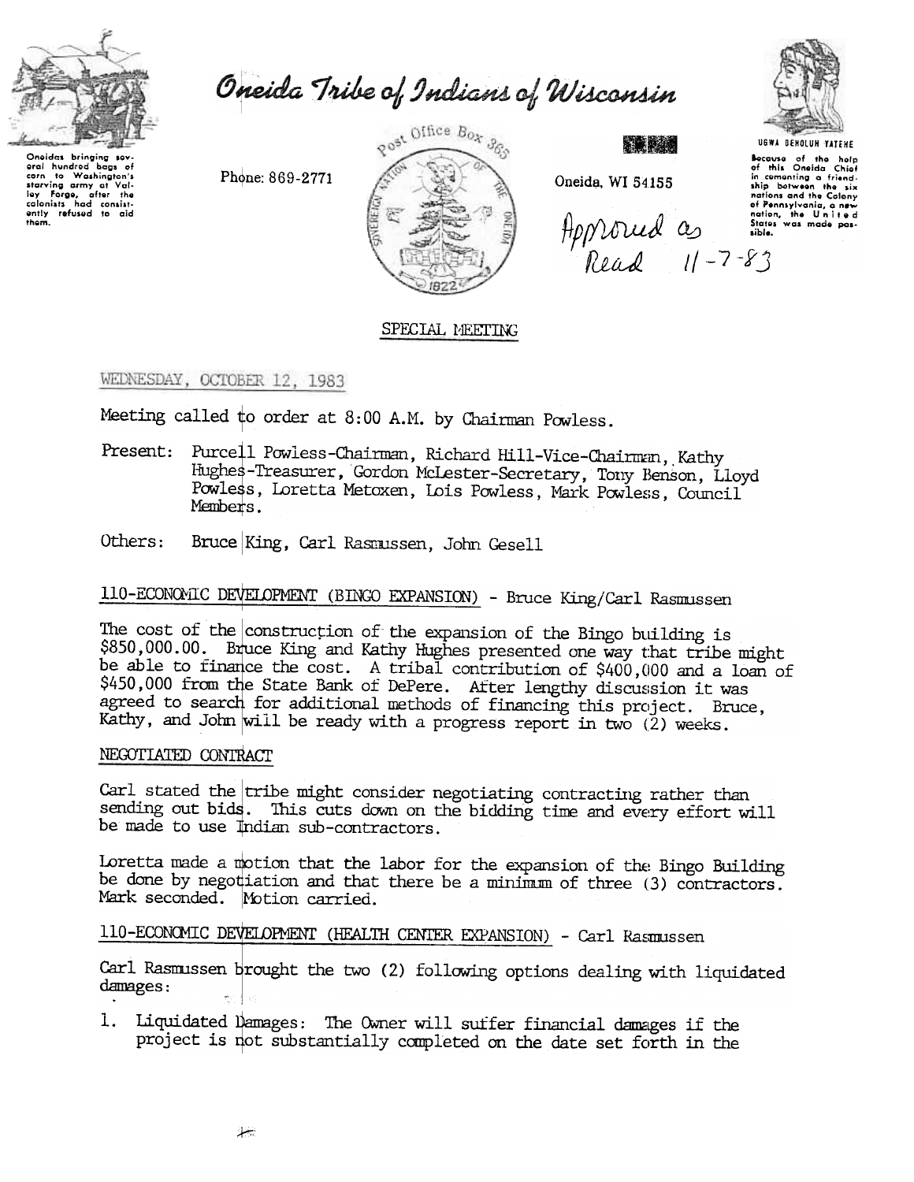# Oneida Tribe of Indians of Wisconsin

Oneidas bringing several hundred bags of corn to Washington's starving army at Valley Forge, after the colonists had consistently refused to aid them.

Phone: 869-2771

Post Office Box 365

Oneida, WI 54155

UGWA DEHOLUH YATEHE

Because of the help of this Oneida Chief in cementing a friendship between the six nations and the Colony of Pennsylvania, a new nation, the United States was made possible.

Approved as Read 11-7-83

## SPECIAL MEETING

WEDNESDAY, OCTOBER 12, 1983

Meeting called to order at 8:00 A.M. by Chairman Powless.

Present: Purcell Powless-Chairman, Richard Hill-Vice-Chairman, Kathy Hughes-Treasurer, Gordon McLester-Secretary, Tony Benson, Lloyd Powless, Loretta Metoxen, Lois Powless, Mark Powless, Council Members.

Others: Bruce King, Carl Rasmussen, John Gesell

### 110-ECONOMIC DEVELOPMENT (BINGO EXPANSION) - Bruce King/Carl Rasmussen

The cost of the construction of the expansion of the Bingo building is $850,000.00. Bruce King and Kathy Hughes presented one way that tribe might be able to finance the cost. A tribal contribution of $400,000 and a loan of $450,000 from the State Bank of DePere. After lengthy discussion it was agreed to search for additional methods of financing this project. Bruce, Kathy, and John will be ready with a progress report in two (2) weeks.

### NEGOTIATED CONTRACT

Carl stated the tribe might consider negotiating contracting rather than sending out bids. This cuts down on the bidding time and every effort will be made to use Indian sub-contractors.

Loretta made a motion that the labor for the expansion of the Bingo Building be done by negotiation and that there be a minimum of three (3) contractors. Mark seconded. Motion carried.

### 110-ECONOMIC DEVELOPMENT (HEALTH CENTER EXPANSION) - Carl Rasmussen

Carl Rasmussen brought the two (2) following options dealing with liquidated damages:

1. Liquidated Damages: The Owner will suffer financial damages if the project is not substantially completed on the date set forth in the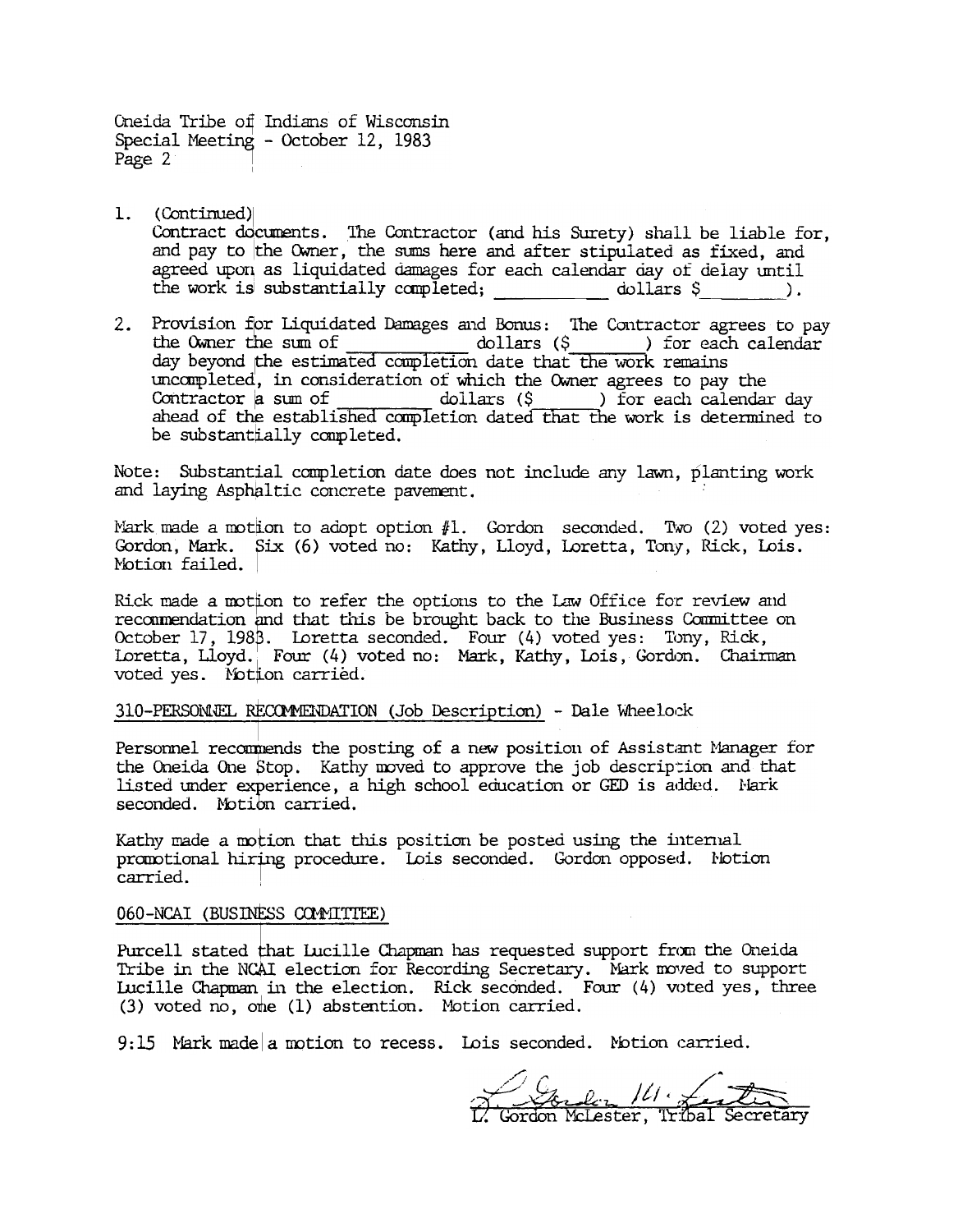1. (Continued)
   Contract documents. The Contractor (and his Surety) shall be liable for, and pay to the Owner, the sums here and after stipulated as fixed, and agreed upon as liquidated damages for each calendar day of delay until the work is substantially completed; __________ dollars $_______).

2. Provision for Liquidated Damages and Bonus: The Contractor agrees to pay the Owner the sum of __________ dollars ($______) for each calendar day beyond the estimated completion date that the work remains uncompleted, in consideration of which the Owner agrees to pay the Contractor a sum of __________ dollars ($_____) for each calendar day ahead of the established completion dated that the work is determined to be substantially completed.

Note: Substantial completion date does not include any lawn, planting work and laying Asphaltic concrete pavement.

Mark made a motion to adopt option #1. Gordon seconded. Two (2) voted yes: Gordon, Mark. Six (6) voted no: Kathy, Lloyd, Loretta, Tony, Rick, Lois. Motion failed.

Rick made a motion to refer the options to the Law Office for review and recommendation and that this be brought back to the Business Committee on October 17, 1983. Loretta seconded. Four (4) voted yes: Tony, Rick, Loretta, Lloyd. Four (4) voted no: Mark, Kathy, Lois, Gordon. Chairman voted yes. Motion carried.

310-PERSONNEL RECOMMENDATION (Job Description) - Dale Wheelock

Personnel recommends the posting of a new position of Assistant Manager for the Oneida One Stop. Kathy moved to approve the job description and that listed under experience, a high school education or GED is added. Mark seconded. Motion carried.

Kathy made a motion that this position be posted using the internal promotional hiring procedure. Lois seconded. Gordon opposed. Motion carried.

060-NCAI (BUSINESS COMMITTEE)

Purcell stated that Lucille Chapman has requested support from the Oneida Tribe in the NCAI election for Recording Secretary. Mark moved to support Lucille Chapman in the election. Rick seconded. Four (4) voted yes, three (3) voted no, one (1) abstention. Motion carried.

9:15 Mark made a motion to recess. Lois seconded. Motion carried.

L. Gordon McLester, Tribal Secretary